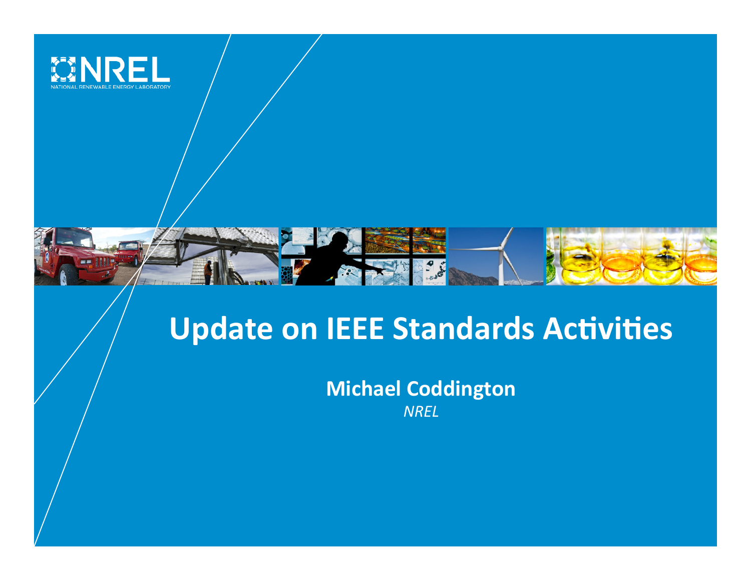# Update on IEEE Standards Activities

**Michael Coddington**

*NREL*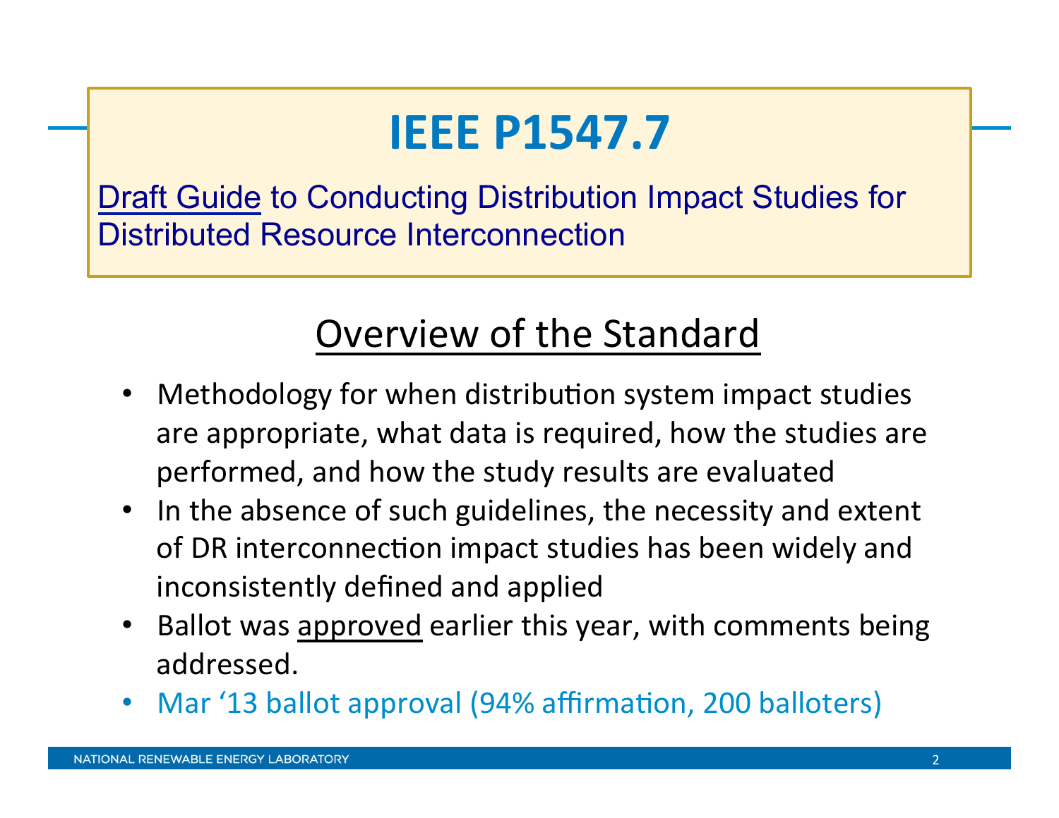# IEEE P1547.7

Draft Guide to Conducting Distribution Impact Studies for Distributed Resource Interconnection

## Overview of the Standard

- Methodology for when distribution system impact studies are appropriate, what data is required, how the studies are performed, and how the study results are evaluated
- In the absence of such guidelines, the necessity and extent of DR interconnection impact studies has been widely and inconsistently defined and applied
- Ballot was approved earlier this year, with comments being addressed.
- Mar '13 ballot approval (94% affirmation, 200 balloters)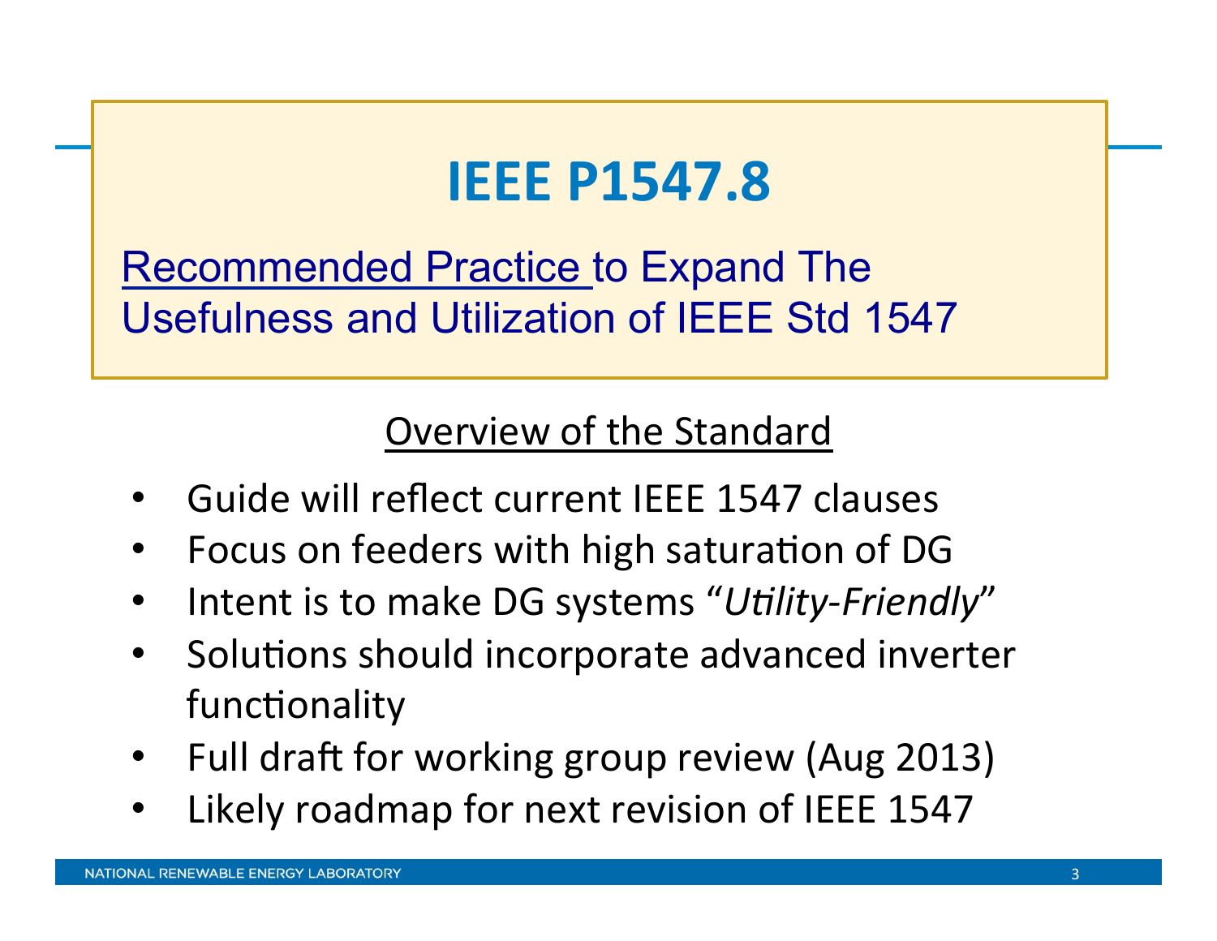# IEEE P1547.8

Recommended Practice to Expand The Usefulness and Utilization of IEEE Std 1547

## Overview of the Standard

- Guide will reflect current IEEE 1547 clauses
- Focus on feeders with high saturation of DG
- Intent is to make DG systems "*Utility-Friendly*"
- Solutions should incorporate advanced inverter functionality
- Full draft for working group review (Aug 2013)
- Likely roadmap for next revision of IEEE 1547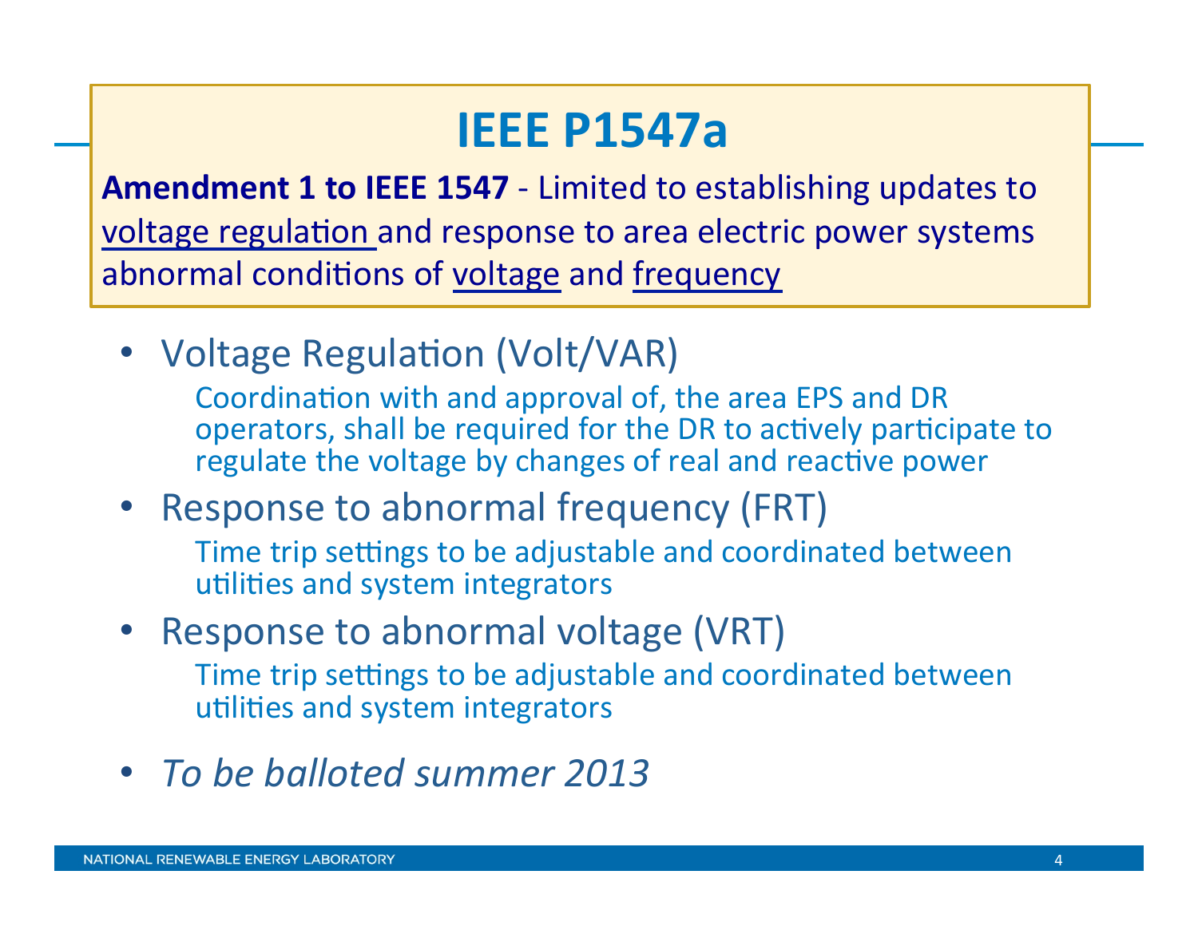# IEEE P1547a

**Amendment 1 to IEEE 1547** - Limited to establishing updates to <u>voltage regulation</u> and response to area electric power systems abnormal conditions of <u>voltage</u> and <u>frequency</u>

- Voltage Regulation (Volt/VAR)

  Coordination with and approval of, the area EPS and DR operators, shall be required for the DR to actively participate to regulate the voltage by changes of real and reactive power

- Response to abnormal frequency (FRT)

  Time trip settings to be adjustable and coordinated between utilities and system integrators

- Response to abnormal voltage (VRT)

  Time trip settings to be adjustable and coordinated between utilities and system integrators

- *To be balloted summer 2013*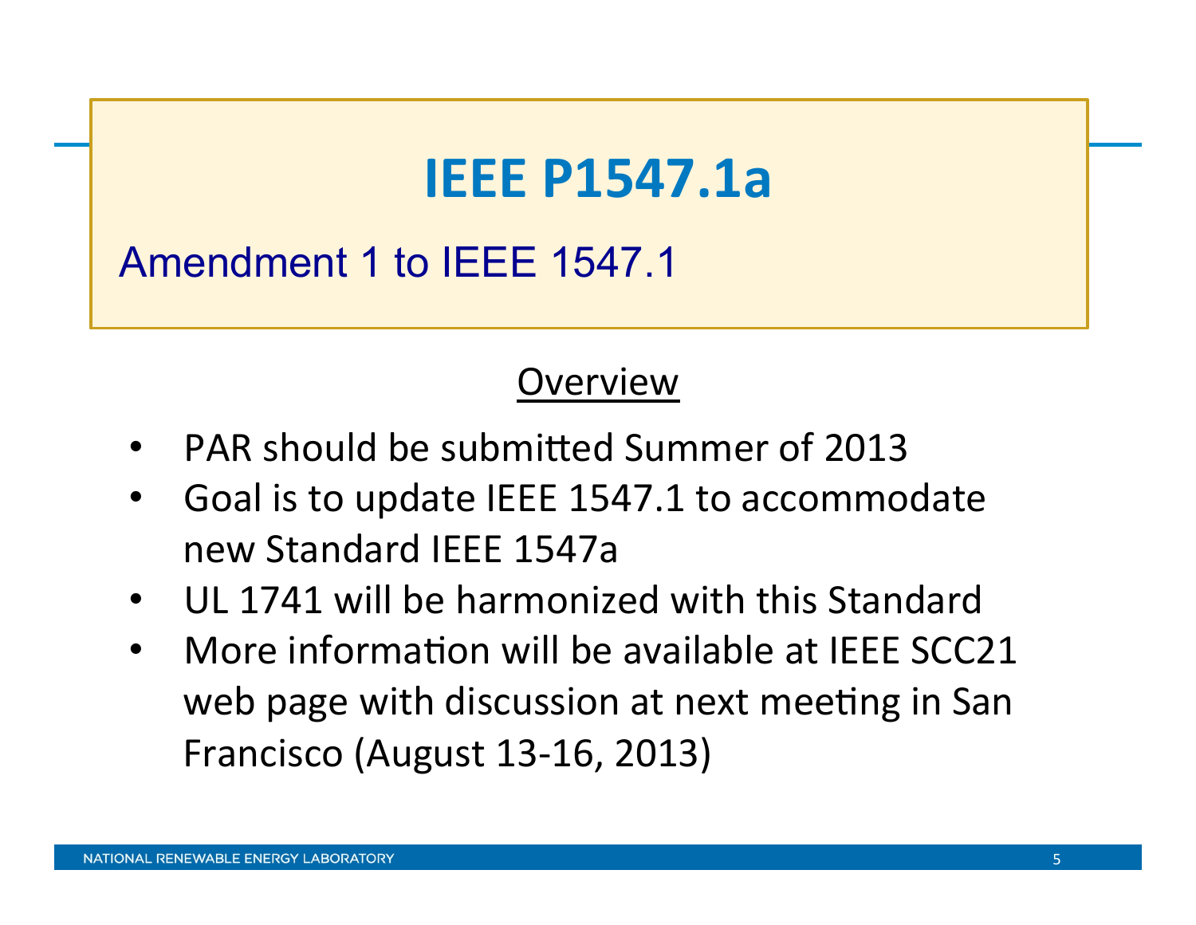# IEEE P1547.1a

## Amendment 1 to IEEE 1547.1

### Overview

- PAR should be submitted Summer of 2013
- Goal is to update IEEE 1547.1 to accommodate new Standard IEEE 1547a
- UL 1741 will be harmonized with this Standard
- More information will be available at IEEE SCC21 web page with discussion at next meeting in San Francisco (August 13-16, 2013)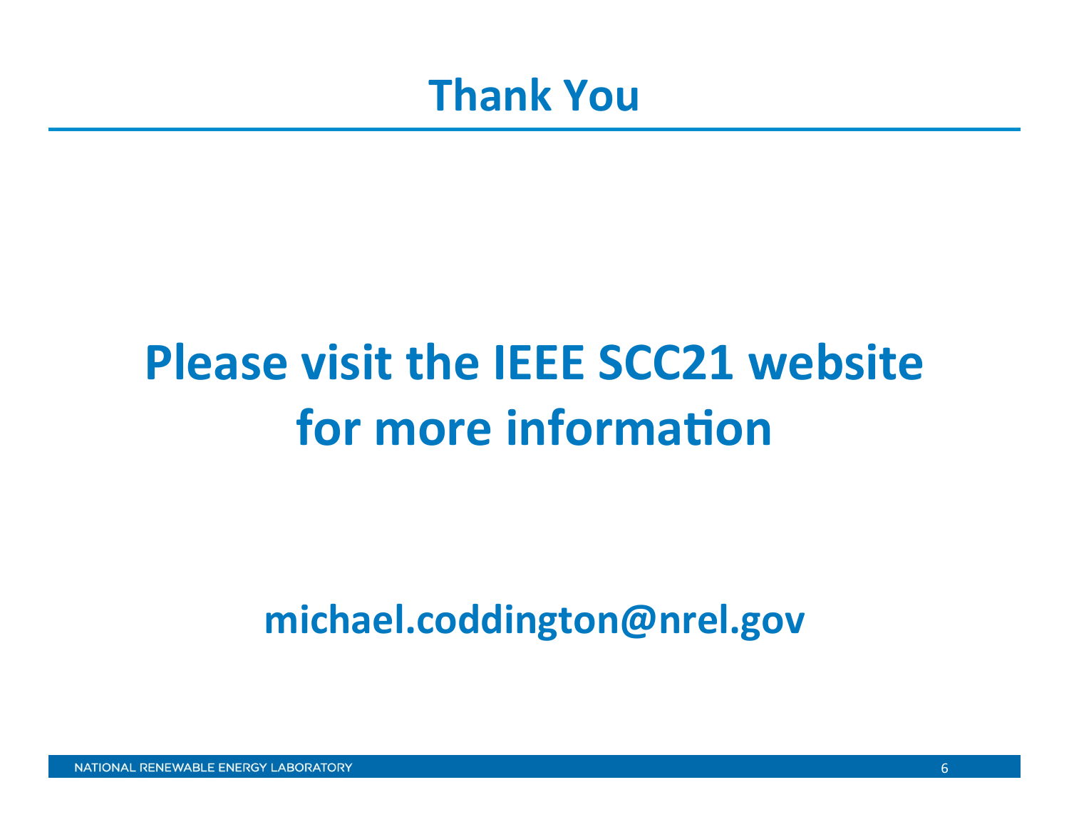# Thank You

**Please visit the IEEE SCC21 website for more information**

**michael.coddington@nrel.gov**